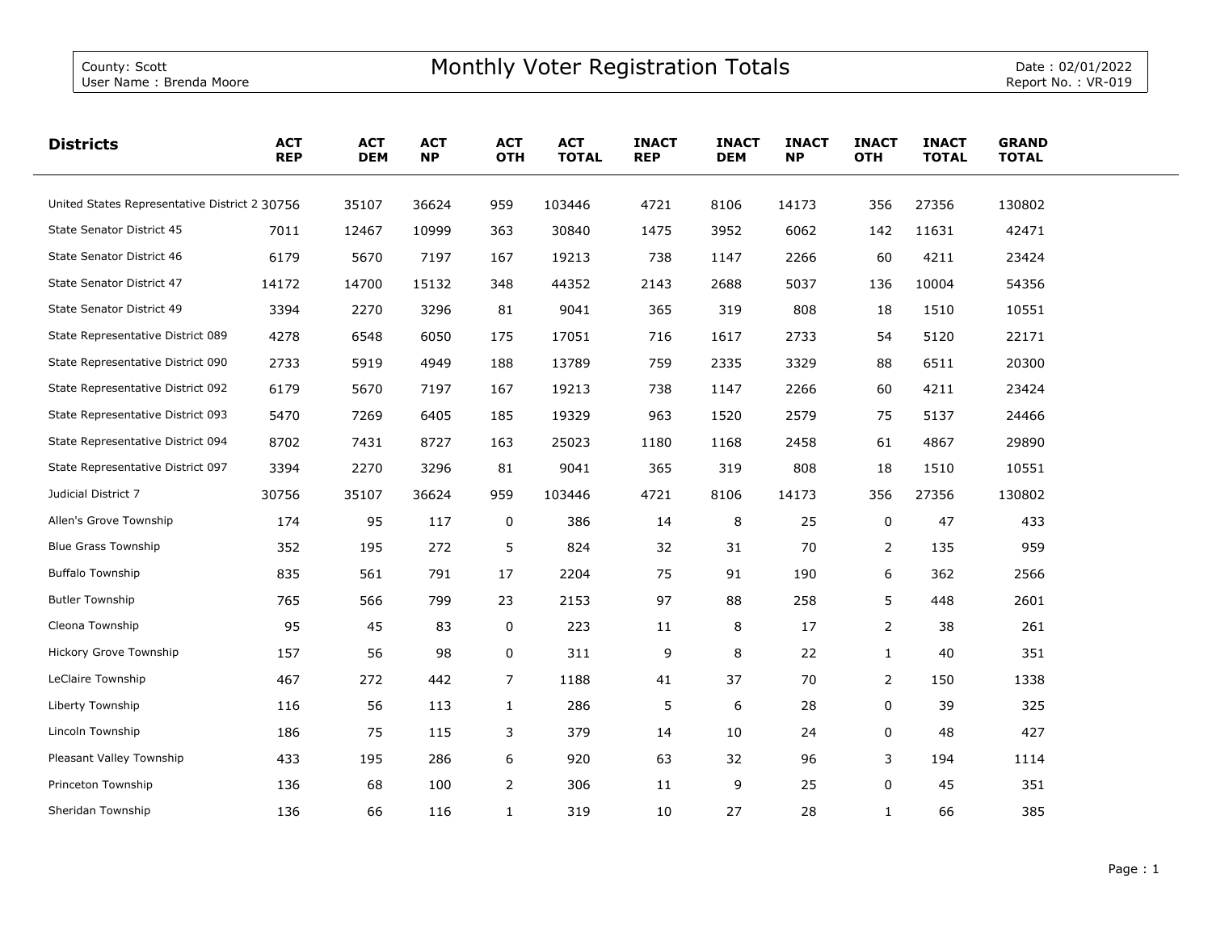County: Scott
User Name : Brenda Moore

# Monthly Voter Registration Totals

Date : 02/01/2022
Report No. : VR-019

| Districts | ACT REP | ACT DEM | ACT NP | ACT OTH | ACT TOTAL | INACT REP | INACT DEM | INACT NP | INACT OTH | INACT TOTAL | GRAND TOTAL |
|---|---|---|---|---|---|---|---|---|---|---|---|
| United States Representative District 2 | 30756 | 35107 | 36624 | 959 | 103446 | 4721 | 8106 | 14173 | 356 | 27356 | 130802 |
| State Senator District 45 | 7011 | 12467 | 10999 | 363 | 30840 | 1475 | 3952 | 6062 | 142 | 11631 | 42471 |
| State Senator District 46 | 6179 | 5670 | 7197 | 167 | 19213 | 738 | 1147 | 2266 | 60 | 4211 | 23424 |
| State Senator District 47 | 14172 | 14700 | 15132 | 348 | 44352 | 2143 | 2688 | 5037 | 136 | 10004 | 54356 |
| State Senator District 49 | 3394 | 2270 | 3296 | 81 | 9041 | 365 | 319 | 808 | 18 | 1510 | 10551 |
| State Representative District 089 | 4278 | 6548 | 6050 | 175 | 17051 | 716 | 1617 | 2733 | 54 | 5120 | 22171 |
| State Representative District 090 | 2733 | 5919 | 4949 | 188 | 13789 | 759 | 2335 | 3329 | 88 | 6511 | 20300 |
| State Representative District 092 | 6179 | 5670 | 7197 | 167 | 19213 | 738 | 1147 | 2266 | 60 | 4211 | 23424 |
| State Representative District 093 | 5470 | 7269 | 6405 | 185 | 19329 | 963 | 1520 | 2579 | 75 | 5137 | 24466 |
| State Representative District 094 | 8702 | 7431 | 8727 | 163 | 25023 | 1180 | 1168 | 2458 | 61 | 4867 | 29890 |
| State Representative District 097 | 3394 | 2270 | 3296 | 81 | 9041 | 365 | 319 | 808 | 18 | 1510 | 10551 |
| Judicial District 7 | 30756 | 35107 | 36624 | 959 | 103446 | 4721 | 8106 | 14173 | 356 | 27356 | 130802 |
| Allen's Grove Township | 174 | 95 | 117 | 0 | 386 | 14 | 8 | 25 | 0 | 47 | 433 |
| Blue Grass Township | 352 | 195 | 272 | 5 | 824 | 32 | 31 | 70 | 2 | 135 | 959 |
| Buffalo Township | 835 | 561 | 791 | 17 | 2204 | 75 | 91 | 190 | 6 | 362 | 2566 |
| Butler Township | 765 | 566 | 799 | 23 | 2153 | 97 | 88 | 258 | 5 | 448 | 2601 |
| Cleona Township | 95 | 45 | 83 | 0 | 223 | 11 | 8 | 17 | 2 | 38 | 261 |
| Hickory Grove Township | 157 | 56 | 98 | 0 | 311 | 9 | 8 | 22 | 1 | 40 | 351 |
| LeClaire Township | 467 | 272 | 442 | 7 | 1188 | 41 | 37 | 70 | 2 | 150 | 1338 |
| Liberty Township | 116 | 56 | 113 | 1 | 286 | 5 | 6 | 28 | 0 | 39 | 325 |
| Lincoln Township | 186 | 75 | 115 | 3 | 379 | 14 | 10 | 24 | 0 | 48 | 427 |
| Pleasant Valley Township | 433 | 195 | 286 | 6 | 920 | 63 | 32 | 96 | 3 | 194 | 1114 |
| Princeton Township | 136 | 68 | 100 | 2 | 306 | 11 | 9 | 25 | 0 | 45 | 351 |
| Sheridan Township | 136 | 66 | 116 | 1 | 319 | 10 | 27 | 28 | 1 | 66 | 385 |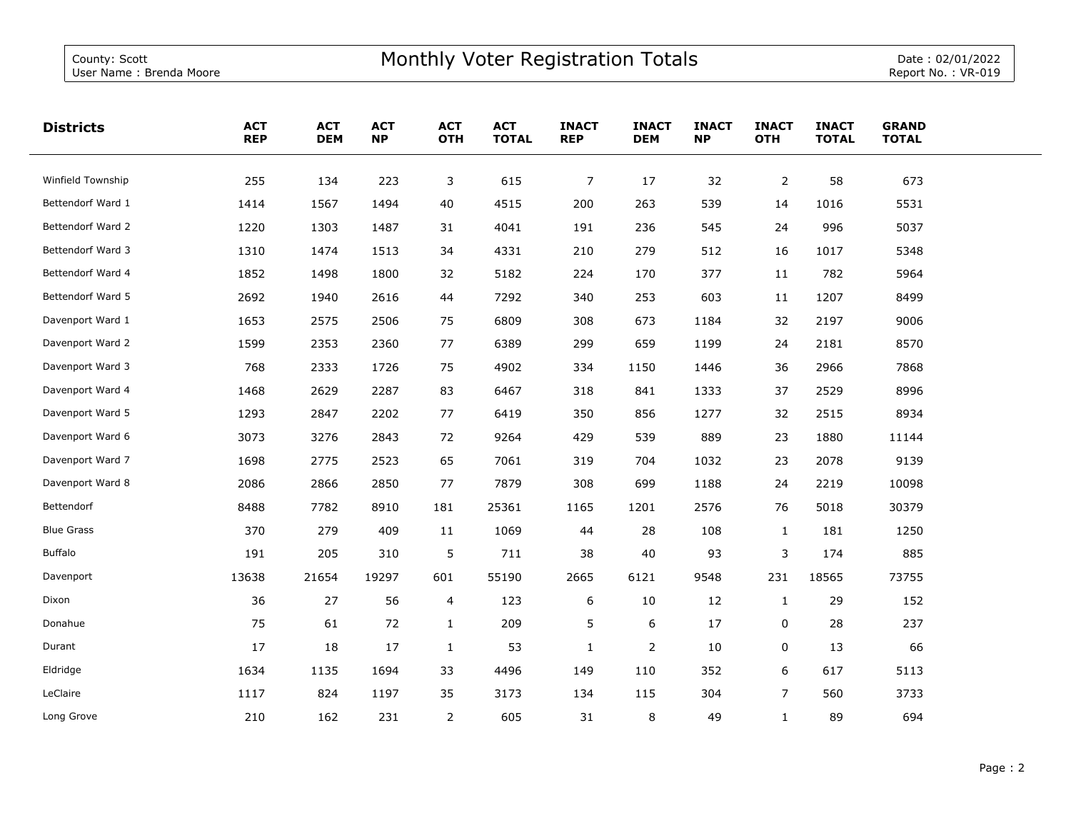County: Scott
User Name : Brenda Moore

# Monthly Voter Registration Totals

Date : 02/01/2022
Report No. : VR-019

| Districts | ACT REP | ACT DEM | ACT NP | ACT OTH | ACT TOTAL | INACT REP | INACT DEM | INACT NP | INACT OTH | INACT TOTAL | GRAND TOTAL |
|---|---|---|---|---|---|---|---|---|---|---|---|
| Winfield Township | 255 | 134 | 223 | 3 | 615 | 7 | 17 | 32 | 2 | 58 | 673 |
| Bettendorf Ward 1 | 1414 | 1567 | 1494 | 40 | 4515 | 200 | 263 | 539 | 14 | 1016 | 5531 |
| Bettendorf Ward 2 | 1220 | 1303 | 1487 | 31 | 4041 | 191 | 236 | 545 | 24 | 996 | 5037 |
| Bettendorf Ward 3 | 1310 | 1474 | 1513 | 34 | 4331 | 210 | 279 | 512 | 16 | 1017 | 5348 |
| Bettendorf Ward 4 | 1852 | 1498 | 1800 | 32 | 5182 | 224 | 170 | 377 | 11 | 782 | 5964 |
| Bettendorf Ward 5 | 2692 | 1940 | 2616 | 44 | 7292 | 340 | 253 | 603 | 11 | 1207 | 8499 |
| Davenport Ward 1 | 1653 | 2575 | 2506 | 75 | 6809 | 308 | 673 | 1184 | 32 | 2197 | 9006 |
| Davenport Ward 2 | 1599 | 2353 | 2360 | 77 | 6389 | 299 | 659 | 1199 | 24 | 2181 | 8570 |
| Davenport Ward 3 | 768 | 2333 | 1726 | 75 | 4902 | 334 | 1150 | 1446 | 36 | 2966 | 7868 |
| Davenport Ward 4 | 1468 | 2629 | 2287 | 83 | 6467 | 318 | 841 | 1333 | 37 | 2529 | 8996 |
| Davenport Ward 5 | 1293 | 2847 | 2202 | 77 | 6419 | 350 | 856 | 1277 | 32 | 2515 | 8934 |
| Davenport Ward 6 | 3073 | 3276 | 2843 | 72 | 9264 | 429 | 539 | 889 | 23 | 1880 | 11144 |
| Davenport Ward 7 | 1698 | 2775 | 2523 | 65 | 7061 | 319 | 704 | 1032 | 23 | 2078 | 9139 |
| Davenport Ward 8 | 2086 | 2866 | 2850 | 77 | 7879 | 308 | 699 | 1188 | 24 | 2219 | 10098 |
| Bettendorf | 8488 | 7782 | 8910 | 181 | 25361 | 1165 | 1201 | 2576 | 76 | 5018 | 30379 |
| Blue Grass | 370 | 279 | 409 | 11 | 1069 | 44 | 28 | 108 | 1 | 181 | 1250 |
| Buffalo | 191 | 205 | 310 | 5 | 711 | 38 | 40 | 93 | 3 | 174 | 885 |
| Davenport | 13638 | 21654 | 19297 | 601 | 55190 | 2665 | 6121 | 9548 | 231 | 18565 | 73755 |
| Dixon | 36 | 27 | 56 | 4 | 123 | 6 | 10 | 12 | 1 | 29 | 152 |
| Donahue | 75 | 61 | 72 | 1 | 209 | 5 | 6 | 17 | 0 | 28 | 237 |
| Durant | 17 | 18 | 17 | 1 | 53 | 1 | 2 | 10 | 0 | 13 | 66 |
| Eldridge | 1634 | 1135 | 1694 | 33 | 4496 | 149 | 110 | 352 | 6 | 617 | 5113 |
| LeClaire | 1117 | 824 | 1197 | 35 | 3173 | 134 | 115 | 304 | 7 | 560 | 3733 |
| Long Grove | 210 | 162 | 231 | 2 | 605 | 31 | 8 | 49 | 1 | 89 | 694 |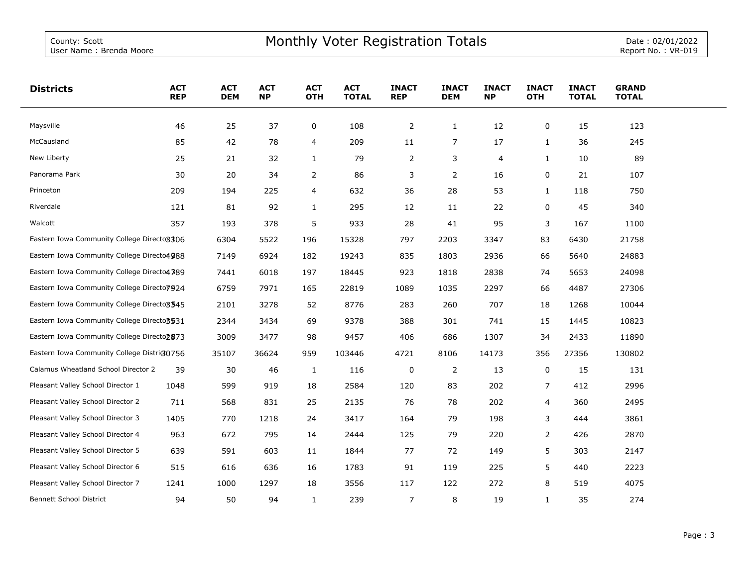| Districts | ACT REP | ACT DEM | ACT NP | ACT OTH | ACT TOTAL | INACT REP | INACT DEM | INACT NP | INACT OTH | INACT TOTAL | GRAND TOTAL |
|---|---|---|---|---|---|---|---|---|---|---|---|
| Maysville | 46 | 25 | 37 | 0 | 108 | 2 | 1 | 12 | 0 | 15 | 123 |
| McCausland | 85 | 42 | 78 | 4 | 209 | 11 | 7 | 17 | 1 | 36 | 245 |
| New Liberty | 25 | 21 | 32 | 1 | 79 | 2 | 3 | 4 | 1 | 10 | 89 |
| Panorama Park | 30 | 20 | 34 | 2 | 86 | 3 | 2 | 16 | 0 | 21 | 107 |
| Princeton | 209 | 194 | 225 | 4 | 632 | 36 | 28 | 53 | 1 | 118 | 750 |
| Riverdale | 121 | 81 | 92 | 1 | 295 | 12 | 11 | 22 | 0 | 45 | 340 |
| Walcott | 357 | 193 | 378 | 5 | 933 | 28 | 41 | 95 | 3 | 167 | 1100 |
| Eastern Iowa Community College Director 1 | 3306 | 6304 | 5522 | 196 | 15328 | 797 | 2203 | 3347 | 83 | 6430 | 21758 |
| Eastern Iowa Community College Director 2 | 4988 | 7149 | 6924 | 182 | 19243 | 835 | 1803 | 2936 | 66 | 5640 | 24883 |
| Eastern Iowa Community College Director 3 | 4789 | 7441 | 6018 | 197 | 18445 | 923 | 1818 | 2838 | 74 | 5653 | 24098 |
| Eastern Iowa Community College Director 4 | 7924 | 6759 | 7971 | 165 | 22819 | 1089 | 1035 | 2297 | 66 | 4487 | 27306 |
| Eastern Iowa Community College Director 5 | 3345 | 2101 | 3278 | 52 | 8776 | 283 | 260 | 707 | 18 | 1268 | 10044 |
| Eastern Iowa Community College Director 6 | 3531 | 2344 | 3434 | 69 | 9378 | 388 | 301 | 741 | 15 | 1445 | 10823 |
| Eastern Iowa Community College Director 7 | 2873 | 3009 | 3477 | 98 | 9457 | 406 | 686 | 1307 | 34 | 2433 | 11890 |
| Eastern Iowa Community College District | 30756 | 35107 | 36624 | 959 | 103446 | 4721 | 8106 | 14173 | 356 | 27356 | 130802 |
| Calamus Wheatland School Director 2 | 39 | 30 | 46 | 1 | 116 | 0 | 2 | 13 | 0 | 15 | 131 |
| Pleasant Valley School Director 1 | 1048 | 599 | 919 | 18 | 2584 | 120 | 83 | 202 | 7 | 412 | 2996 |
| Pleasant Valley School Director 2 | 711 | 568 | 831 | 25 | 2135 | 76 | 78 | 202 | 4 | 360 | 2495 |
| Pleasant Valley School Director 3 | 1405 | 770 | 1218 | 24 | 3417 | 164 | 79 | 198 | 3 | 444 | 3861 |
| Pleasant Valley School Director 4 | 963 | 672 | 795 | 14 | 2444 | 125 | 79 | 220 | 2 | 426 | 2870 |
| Pleasant Valley School Director 5 | 639 | 591 | 603 | 11 | 1844 | 77 | 72 | 149 | 5 | 303 | 2147 |
| Pleasant Valley School Director 6 | 515 | 616 | 636 | 16 | 1783 | 91 | 119 | 225 | 5 | 440 | 2223 |
| Pleasant Valley School Director 7 | 1241 | 1000 | 1297 | 18 | 3556 | 117 | 122 | 272 | 8 | 519 | 4075 |
| Bennett School District | 94 | 50 | 94 | 1 | 239 | 7 | 8 | 19 | 1 | 35 | 274 |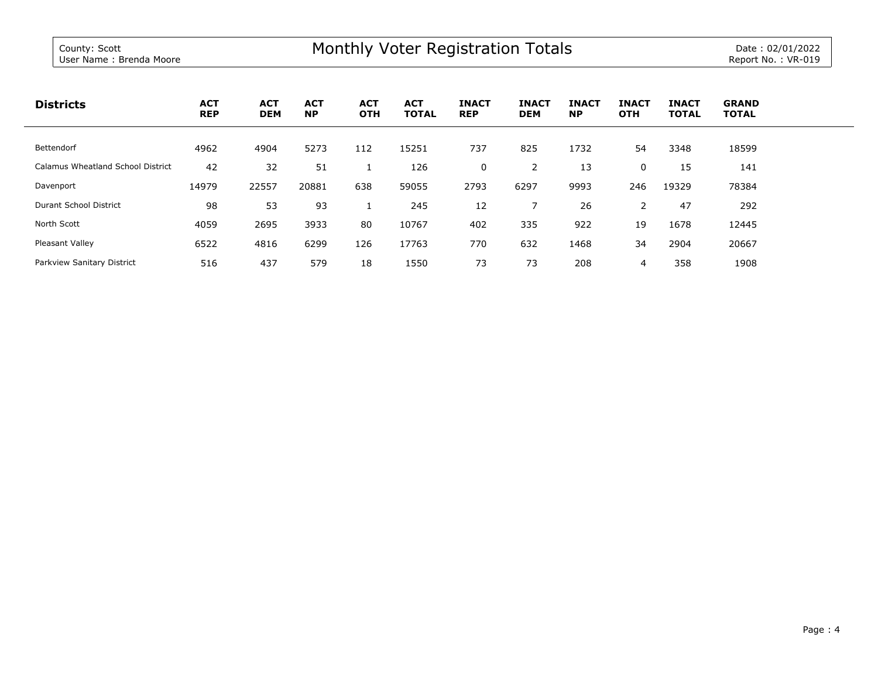County: Scott
User Name : Brenda Moore

# Monthly Voter Registration Totals

Date : 02/01/2022
Report No. : VR-019

| Districts | ACT REP | ACT DEM | ACT NP | ACT OTH | ACT TOTAL | INACT REP | INACT DEM | INACT NP | INACT OTH | INACT TOTAL | GRAND TOTAL |
|---|---|---|---|---|---|---|---|---|---|---|---|
| Bettendorf | 4962 | 4904 | 5273 | 112 | 15251 | 737 | 825 | 1732 | 54 | 3348 | 18599 |
| Calamus Wheatland School District | 42 | 32 | 51 | 1 | 126 | 0 | 2 | 13 | 0 | 15 | 141 |
| Davenport | 14979 | 22557 | 20881 | 638 | 59055 | 2793 | 6297 | 9993 | 246 | 19329 | 78384 |
| Durant School District | 98 | 53 | 93 | 1 | 245 | 12 | 7 | 26 | 2 | 47 | 292 |
| North Scott | 4059 | 2695 | 3933 | 80 | 10767 | 402 | 335 | 922 | 19 | 1678 | 12445 |
| Pleasant Valley | 6522 | 4816 | 6299 | 126 | 17763 | 770 | 632 | 1468 | 34 | 2904 | 20667 |
| Parkview Sanitary District | 516 | 437 | 579 | 18 | 1550 | 73 | 73 | 208 | 4 | 358 | 1908 |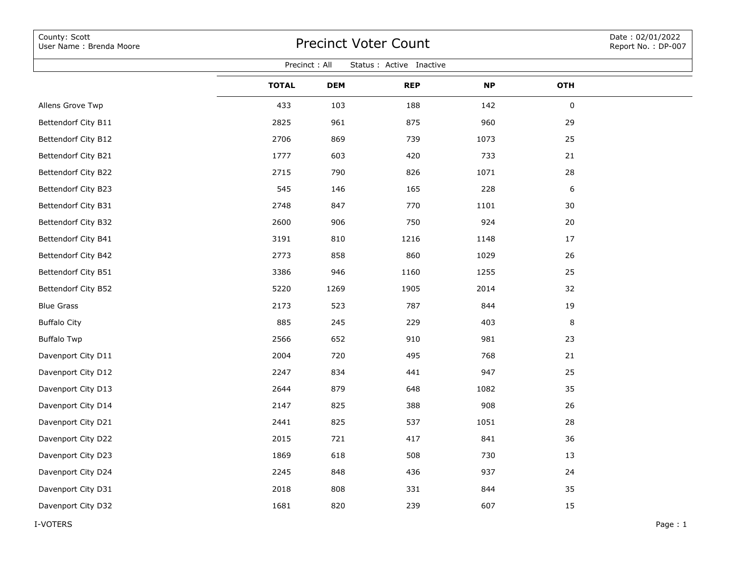County: Scott
User Name : Brenda Moore

# Precinct Voter Count

Date : 02/01/2022
Report No. : DP-007

Precinct : All Status : Active Inactive

| | TOTAL | DEM | REP | NP | OTH |
|---|---|---|---|---|---|
| Allens Grove Twp | 433 | 103 | 188 | 142 | 0 |
| Bettendorf City B11 | 2825 | 961 | 875 | 960 | 29 |
| Bettendorf City B12 | 2706 | 869 | 739 | 1073 | 25 |
| Bettendorf City B21 | 1777 | 603 | 420 | 733 | 21 |
| Bettendorf City B22 | 2715 | 790 | 826 | 1071 | 28 |
| Bettendorf City B23 | 545 | 146 | 165 | 228 | 6 |
| Bettendorf City B31 | 2748 | 847 | 770 | 1101 | 30 |
| Bettendorf City B32 | 2600 | 906 | 750 | 924 | 20 |
| Bettendorf City B41 | 3191 | 810 | 1216 | 1148 | 17 |
| Bettendorf City B42 | 2773 | 858 | 860 | 1029 | 26 |
| Bettendorf City B51 | 3386 | 946 | 1160 | 1255 | 25 |
| Bettendorf City B52 | 5220 | 1269 | 1905 | 2014 | 32 |
| Blue Grass | 2173 | 523 | 787 | 844 | 19 |
| Buffalo City | 885 | 245 | 229 | 403 | 8 |
| Buffalo Twp | 2566 | 652 | 910 | 981 | 23 |
| Davenport City D11 | 2004 | 720 | 495 | 768 | 21 |
| Davenport City D12 | 2247 | 834 | 441 | 947 | 25 |
| Davenport City D13 | 2644 | 879 | 648 | 1082 | 35 |
| Davenport City D14 | 2147 | 825 | 388 | 908 | 26 |
| Davenport City D21 | 2441 | 825 | 537 | 1051 | 28 |
| Davenport City D22 | 2015 | 721 | 417 | 841 | 36 |
| Davenport City D23 | 1869 | 618 | 508 | 730 | 13 |
| Davenport City D24 | 2245 | 848 | 436 | 937 | 24 |
| Davenport City D31 | 2018 | 808 | 331 | 844 | 35 |
| Davenport City D32 | 1681 | 820 | 239 | 607 | 15 |

I-VOTERS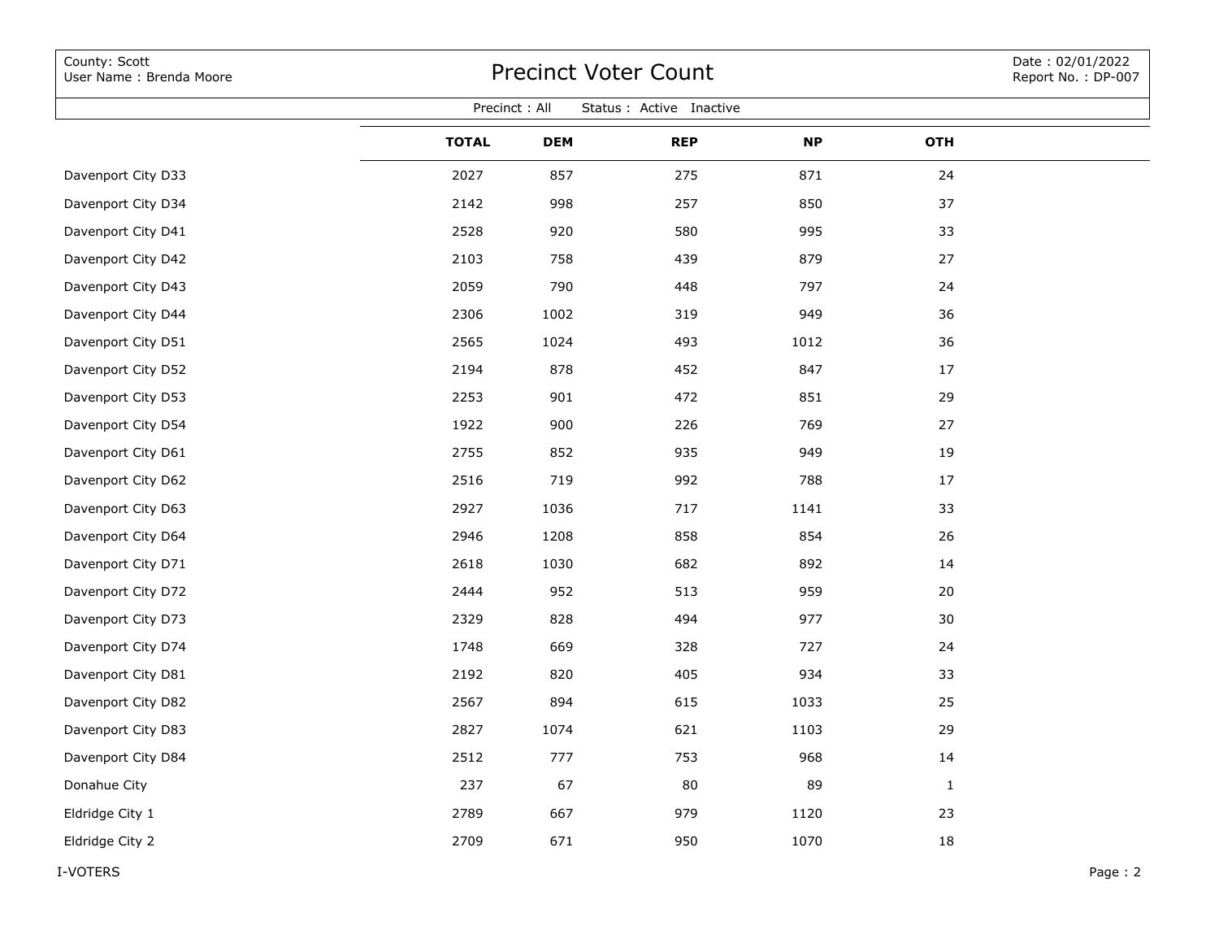County: Scott
User Name : Brenda Moore

# Precinct Voter Count

Date : 02/01/2022
Report No. : DP-007

Precinct : All Status : Active Inactive

| | TOTAL | DEM | REP | NP | OTH |
|---|---|---|---|---|---|
| Davenport City D33 | 2027 | 857 | 275 | 871 | 24 |
| Davenport City D34 | 2142 | 998 | 257 | 850 | 37 |
| Davenport City D41 | 2528 | 920 | 580 | 995 | 33 |
| Davenport City D42 | 2103 | 758 | 439 | 879 | 27 |
| Davenport City D43 | 2059 | 790 | 448 | 797 | 24 |
| Davenport City D44 | 2306 | 1002 | 319 | 949 | 36 |
| Davenport City D51 | 2565 | 1024 | 493 | 1012 | 36 |
| Davenport City D52 | 2194 | 878 | 452 | 847 | 17 |
| Davenport City D53 | 2253 | 901 | 472 | 851 | 29 |
| Davenport City D54 | 1922 | 900 | 226 | 769 | 27 |
| Davenport City D61 | 2755 | 852 | 935 | 949 | 19 |
| Davenport City D62 | 2516 | 719 | 992 | 788 | 17 |
| Davenport City D63 | 2927 | 1036 | 717 | 1141 | 33 |
| Davenport City D64 | 2946 | 1208 | 858 | 854 | 26 |
| Davenport City D71 | 2618 | 1030 | 682 | 892 | 14 |
| Davenport City D72 | 2444 | 952 | 513 | 959 | 20 |
| Davenport City D73 | 2329 | 828 | 494 | 977 | 30 |
| Davenport City D74 | 1748 | 669 | 328 | 727 | 24 |
| Davenport City D81 | 2192 | 820 | 405 | 934 | 33 |
| Davenport City D82 | 2567 | 894 | 615 | 1033 | 25 |
| Davenport City D83 | 2827 | 1074 | 621 | 1103 | 29 |
| Davenport City D84 | 2512 | 777 | 753 | 968 | 14 |
| Donahue City | 237 | 67 | 80 | 89 | 1 |
| Eldridge City 1 | 2789 | 667 | 979 | 1120 | 23 |
| Eldridge City 2 | 2709 | 671 | 950 | 1070 | 18 |

I-VOTERS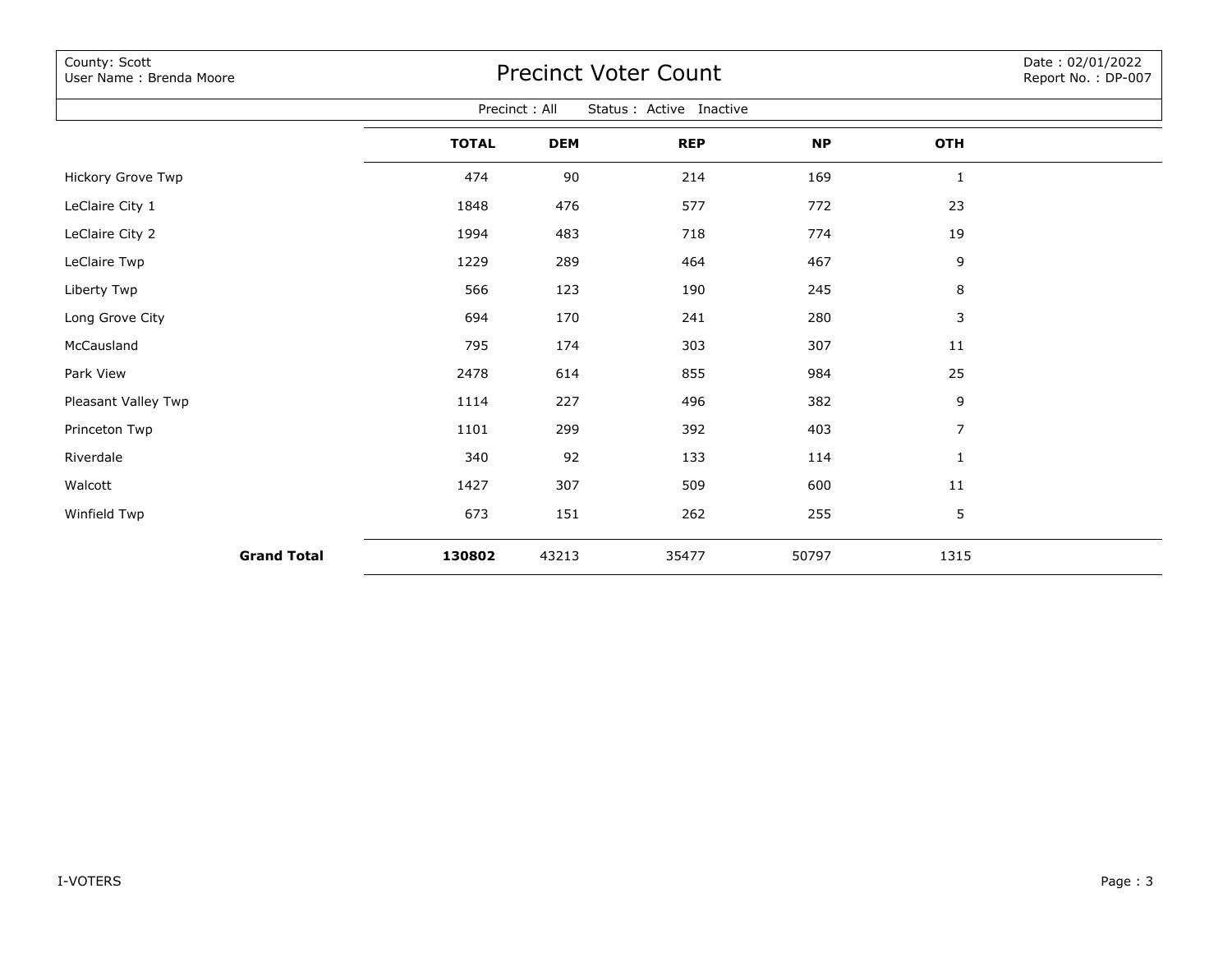County: Scott
User Name : Brenda Moore

# Precinct Voter Count

Date : 02/01/2022
Report No. : DP-007

Precinct : All Status : Active Inactive

| | TOTAL | DEM | REP | NP | OTH |
|---|---|---|---|---|---|
| Hickory Grove Twp | 474 | 90 | 214 | 169 | 1 |
| LeClaire City 1 | 1848 | 476 | 577 | 772 | 23 |
| LeClaire City 2 | 1994 | 483 | 718 | 774 | 19 |
| LeClaire Twp | 1229 | 289 | 464 | 467 | 9 |
| Liberty Twp | 566 | 123 | 190 | 245 | 8 |
| Long Grove City | 694 | 170 | 241 | 280 | 3 |
| McCausland | 795 | 174 | 303 | 307 | 11 |
| Park View | 2478 | 614 | 855 | 984 | 25 |
| Pleasant Valley Twp | 1114 | 227 | 496 | 382 | 9 |
| Princeton Twp | 1101 | 299 | 392 | 403 | 7 |
| Riverdale | 340 | 92 | 133 | 114 | 1 |
| Walcott | 1427 | 307 | 509 | 600 | 11 |
| Winfield Twp | 673 | 151 | 262 | 255 | 5 |
| **Grand Total** | **130802** | 43213 | 35477 | 50797 | 1315 |

I-VOTERS